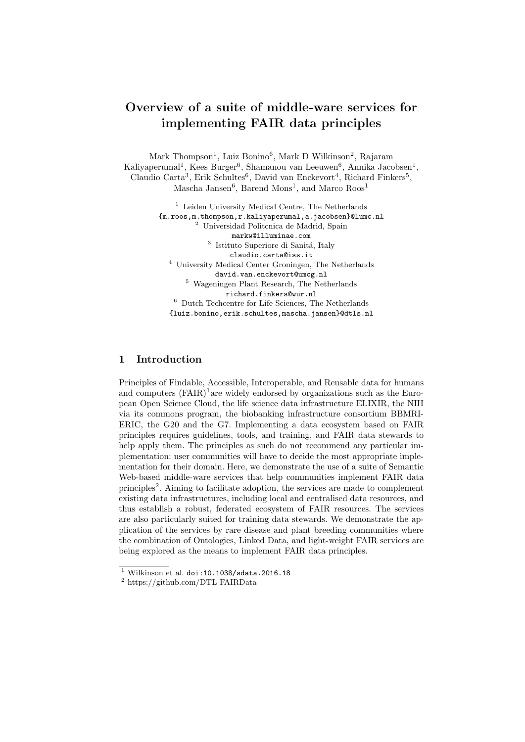# Overview of a suite of middle-ware services for implementing FAIR data principles

Mark Thompson[1], Luiz Bonino[6], Mark D Wilkinson[2], Rajaram Kaliyaperumal[1], Kees Burger[6], Shamanou van Leeuwen[6], Annika Jacobsen[1], Claudio Carta[3], Erik Schultes[6], David van Enckevort[4], Richard Finkers[5], Mascha Jansen[6], Barend Mons[1], and Marco Roos[1]

[1] Leiden University Medical Centre, The Netherlands
{m.roos,m.thompson,r.kaliyaperumal,a.jacobsen}@lumc.nl
[2] Universidad Politcnica de Madrid, Spain
markw@illuminae.com
[3] Istituto Superiore di Sanitá, Italy
claudio.carta@iss.it
[4] University Medical Center Groningen, The Netherlands
david.van.enckevort@umcg.nl
[5] Wageningen Plant Research, The Netherlands
richard.finkers@wur.nl
[6] Dutch Techcentre for Life Sciences, The Netherlands
{luiz.bonino,erik.schultes,mascha.jansen}@dtls.nl

## 1 Introduction

Principles of Findable, Accessible, Interoperable, and Reusable data for humans and computers (FAIR)[1]are widely endorsed by organizations such as the European Open Science Cloud, the life science data infrastructure ELIXIR, the NIH via its commons program, the biobanking infrastructure consortium BBMRI-ERIC, the G20 and the G7. Implementing a data ecosystem based on FAIR principles requires guidelines, tools, and training, and FAIR data stewards to help apply them. The principles as such do not recommend any particular implementation: user communities will have to decide the most appropriate implementation for their domain. Here, we demonstrate the use of a suite of Semantic Web-based middle-ware services that help communities implement FAIR data principles[2]. Aiming to facilitate adoption, the services are made to complement existing data infrastructures, including local and centralised data resources, and thus establish a robust, federated ecosystem of FAIR resources. The services are also particularly suited for training data stewards. We demonstrate the application of the services by rare disease and plant breeding communities where the combination of Ontologies, Linked Data, and light-weight FAIR services are being explored as the means to implement FAIR data principles.

[1] Wilkinson et al. doi:10.1038/sdata.2016.18

[2] https://github.com/DTL-FAIRData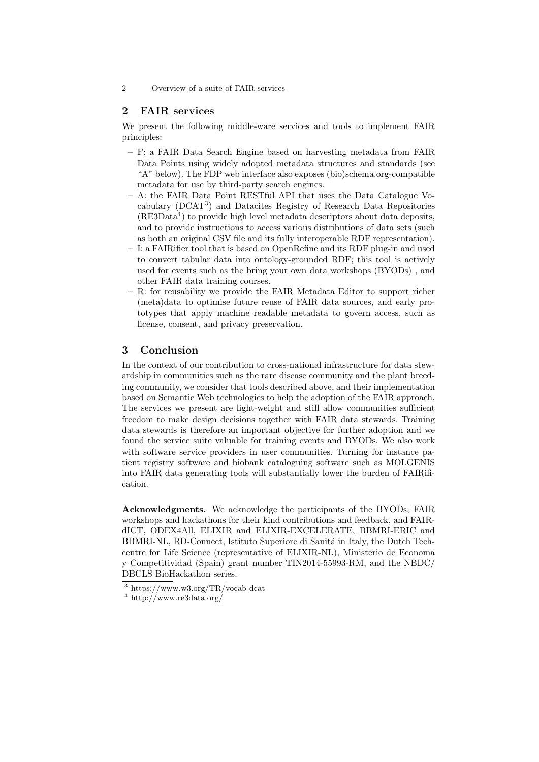## 2 FAIR services

We present the following middle-ware services and tools to implement FAIR principles:

- F: a FAIR Data Search Engine based on harvesting metadata from FAIR Data Points using widely adopted metadata structures and standards (see "A" below). The FDP web interface also exposes (bio)schema.org-compatible metadata for use by third-party search engines.
- A: the FAIR Data Point RESTful API that uses the Data Catalogue Vocabulary (DCAT[3]) and Datacites Registry of Research Data Repositories (RE3Data[4]) to provide high level metadata descriptors about data deposits, and to provide instructions to access various distributions of data sets (such as both an original CSV file and its fully interoperable RDF representation).
- I: a FAIRifier tool that is based on OpenRefine and its RDF plug-in and used to convert tabular data into ontology-grounded RDF; this tool is actively used for events such as the bring your own data workshops (BYODs) , and other FAIR data training courses.
- R: for reusability we provide the FAIR Metadata Editor to support richer (meta)data to optimise future reuse of FAIR data sources, and early prototypes that apply machine readable metadata to govern access, such as license, consent, and privacy preservation.

## 3 Conclusion

In the context of our contribution to cross-national infrastructure for data stewardship in communities such as the rare disease community and the plant breeding community, we consider that tools described above, and their implementation based on Semantic Web technologies to help the adoption of the FAIR approach. The services we present are light-weight and still allow communities sufficient freedom to make design decisions together with FAIR data stewards. Training data stewards is therefore an important objective for further adoption and we found the service suite valuable for training events and BYODs. We also work with software service providers in user communities. Turning for instance patient registry software and biobank cataloguing software such as MOLGENIS into FAIR data generating tools will substantially lower the burden of FAIRification.

**Acknowledgments.** We acknowledge the participants of the BYODs, FAIR workshops and hackathons for their kind contributions and feedback, and FAIR-dICT, ODEX4All, ELIXIR and ELIXIR-EXCELERATE, BBMRI-ERIC and BBMRI-NL, RD-Connect, Istituto Superiore di Sanitá in Italy, the Dutch Techcentre for Life Science (representative of ELIXIR-NL), Ministerio de Economa y Competitividad (Spain) grant number TIN2014-55993-RM, and the NBDC/ DBCLS BioHackathon series.

[3] https://www.w3.org/TR/vocab-dcat

[4] http://www.re3data.org/